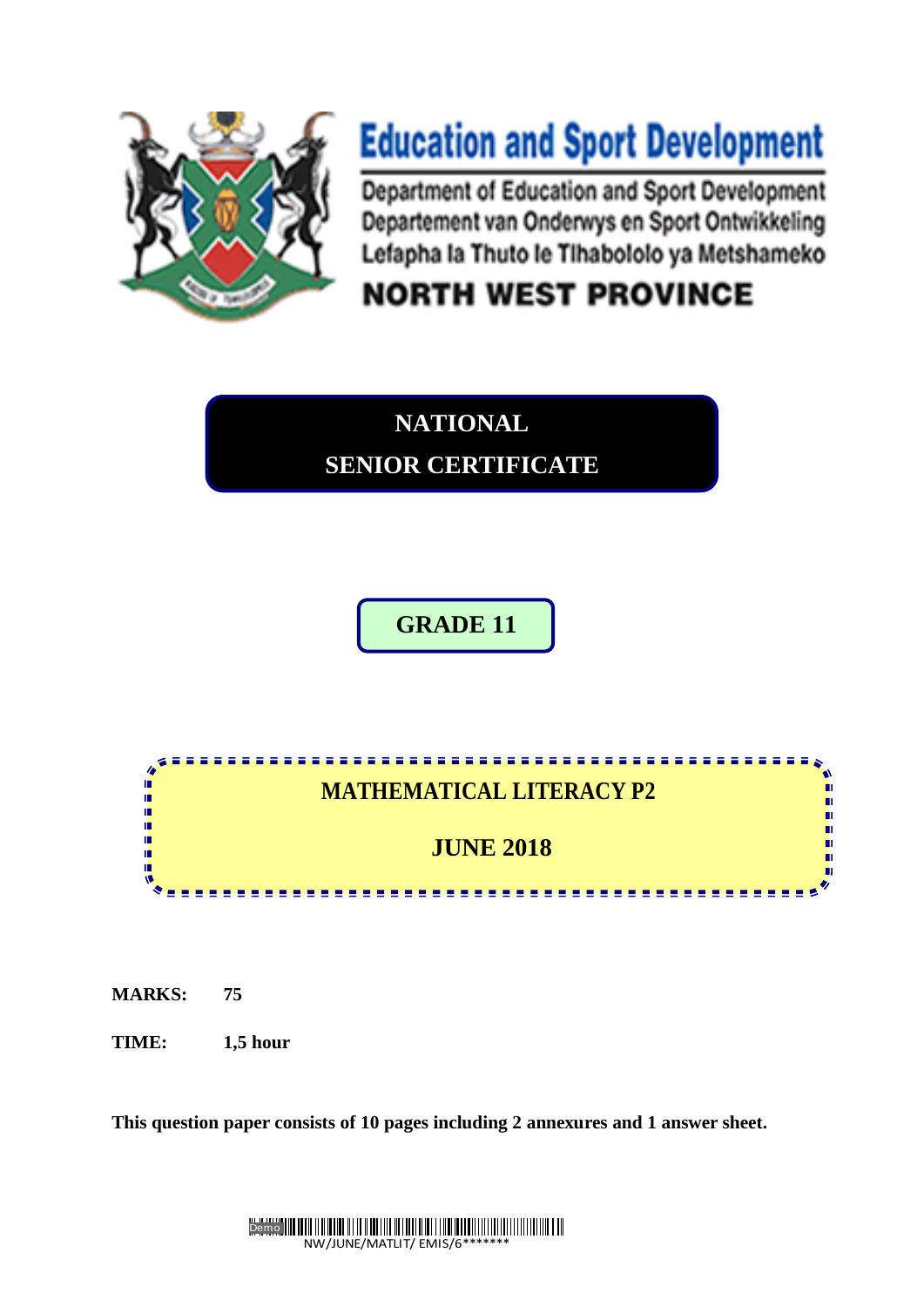# Education and Sport Development

Department of Education and Sport Development
Departement van Onderwys en Sport Ontwikkeling
Lefapha la Thuto le Tlhabololo ya Metshameko

**NORTH WEST PROVINCE**

## NATIONAL SENIOR CERTIFICATE

## GRADE 11

## MATHEMATICAL LITERACY P2

## JUNE 2018

**MARKS:** **75**

**TIME:** **1,5 hour**

**This question paper consists of 10 pages including 2 annexures and 1 answer sheet.**

NW/JUNE/MATLIT/ EMIS/6*******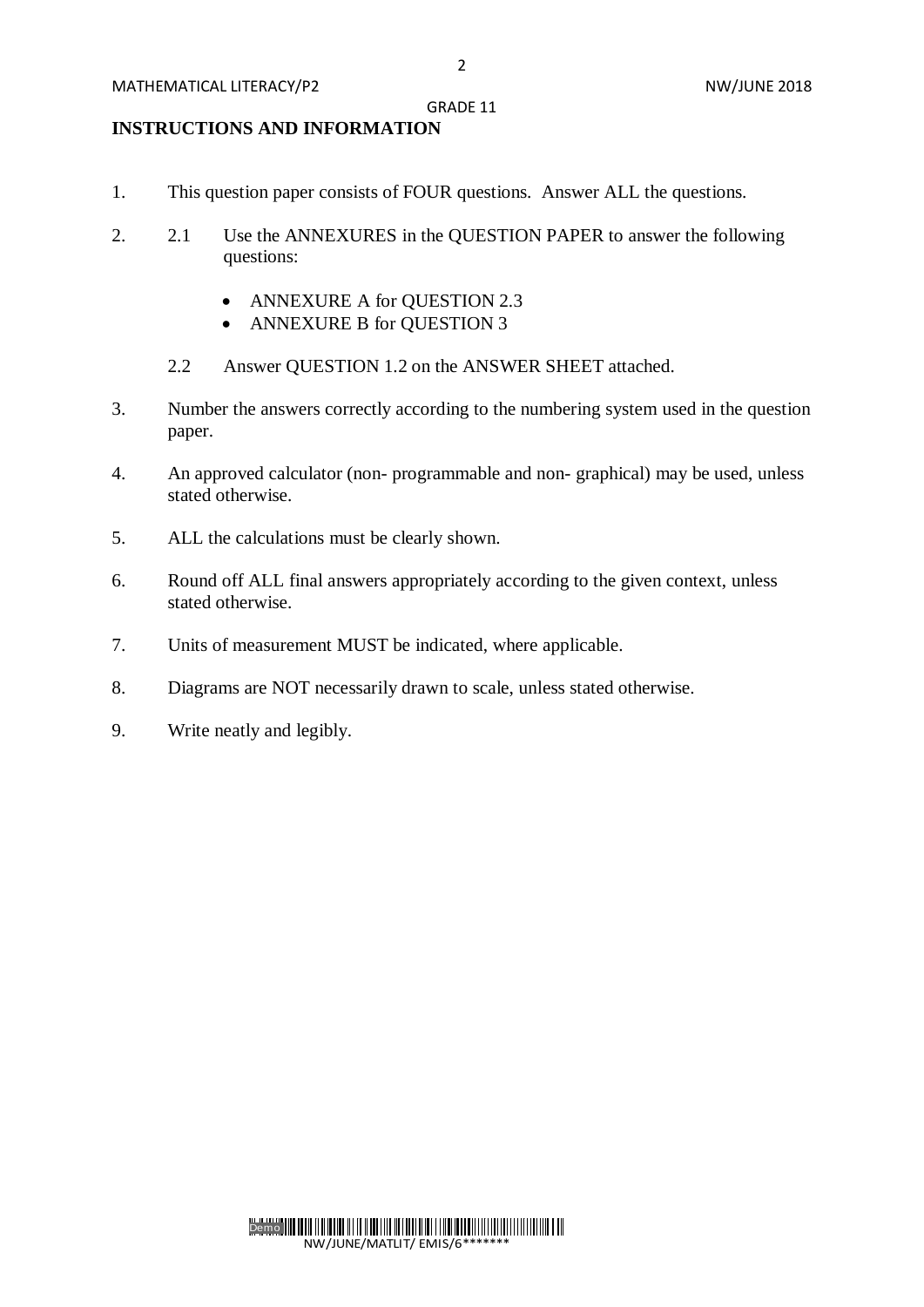# INSTRUCTIONS AND INFORMATION

1. This question paper consists of FOUR questions. Answer ALL the questions.

2. 2.1 Use the ANNEXURES in the QUESTION PAPER to answer the following questions:

   - ANNEXURE A for QUESTION 2.3
   - ANNEXURE B for QUESTION 3

   2.2 Answer QUESTION 1.2 on the ANSWER SHEET attached.

3. Number the answers correctly according to the numbering system used in the question paper.

4. An approved calculator (non- programmable and non- graphical) may be used, unless stated otherwise.

5. ALL the calculations must be clearly shown.

6. Round off ALL final answers appropriately according to the given context, unless stated otherwise.

7. Units of measurement MUST be indicated, where applicable.

8. Diagrams are NOT necessarily drawn to scale, unless stated otherwise.

9. Write neatly and legibly.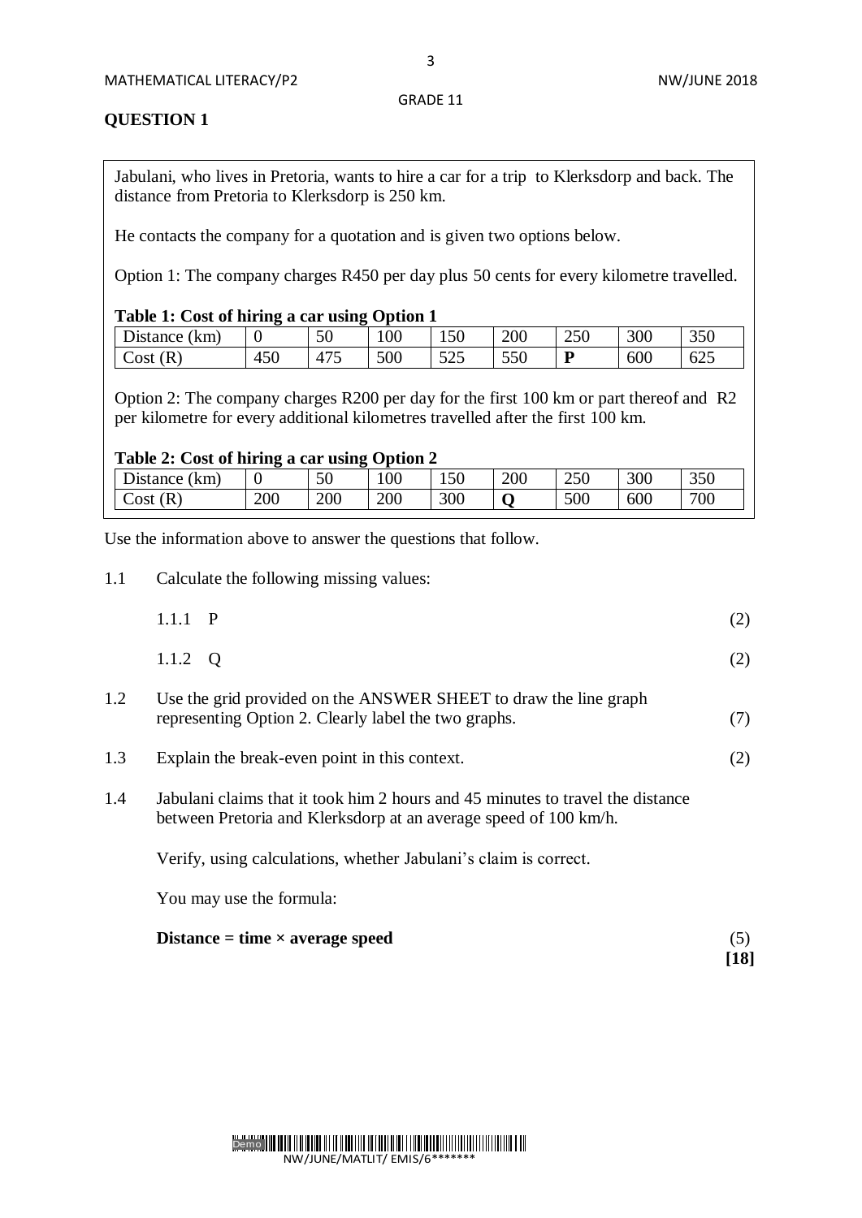## QUESTION 1

Jabulani, who lives in Pretoria, wants to hire a car for a trip to Klerksdorp and back. The distance from Pretoria to Klerksdorp is 250 km.

He contacts the company for a quotation and is given two options below.

Option 1: The company charges R450 per day plus 50 cents for every kilometre travelled.

**Table 1: Cost of hiring a car using Option 1**

| Distance (km) | 0 | 50 | 100 | 150 | 200 | 250 | 300 | 350 |
|---|---|---|---|---|---|---|---|---|
| Cost (R) | 450 | 475 | 500 | 525 | 550 | **P** | 600 | 625 |

Option 2: The company charges R200 per day for the first 100 km or part thereof and R2 per kilometre for every additional kilometres travelled after the first 100 km.

**Table 2: Cost of hiring a car using Option 2**

| Distance (km) | 0 | 50 | 100 | 150 | 200 | 250 | 300 | 350 |
|---|---|---|---|---|---|---|---|---|
| Cost (R) | 200 | 200 | 200 | 300 | **Q** | 500 | 600 | 700 |

Use the information above to answer the questions that follow.

1.1 Calculate the following missing values:

1.1.1 P (2)

1.1.2 Q (2)

1.2 Use the grid provided on the ANSWER SHEET to draw the line graph representing Option 2. Clearly label the two graphs. (7)

1.3 Explain the break-even point in this context. (2)

1.4 Jabulani claims that it took him 2 hours and 45 minutes to travel the distance between Pretoria and Klerksdorp at an average speed of 100 km/h.

Verify, using calculations, whether Jabulani's claim is correct.

You may use the formula:

**Distance = time × average speed** (5)

**[18]**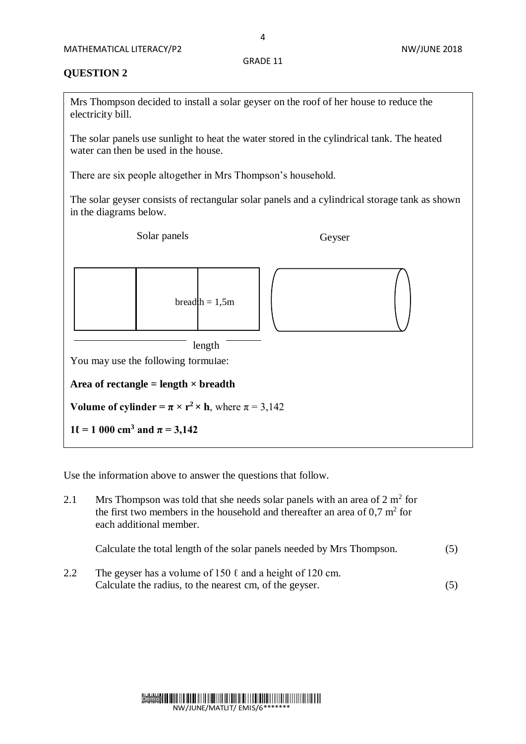## QUESTION 2

Mrs Thompson decided to install a solar geyser on the roof of her house to reduce the electricity bill.

The solar panels use sunlight to heat the water stored in the cylindrical tank. The heated water can then be used in the house.

There are six people altogether in Mrs Thompson's household.

The solar geyser consists of rectangular solar panels and a cylindrical storage tank as shown in the diagrams below.

Solar panels | Geyser

breadth = 1,5m

length

You may use the following formulae:

**Area of rectangle = length × breadth**

**Volume of cylinder = $\pi \times r^2 \times h$**, where $\pi$ = 3,142

**1ℓ = 1 000 cm$^3$ and $\pi$ = 3,142**

Use the information above to answer the questions that follow.

2.1 Mrs Thompson was told that she needs solar panels with an area of 2 m$^2$ for the first two members in the household and thereafter an area of 0,7 m$^2$ for each additional member.

Calculate the total length of the solar panels needed by Mrs Thompson. (5)

2.2 The geyser has a volume of 150 ℓ and a height of 120 cm.
Calculate the radius, to the nearest cm, of the geyser. (5)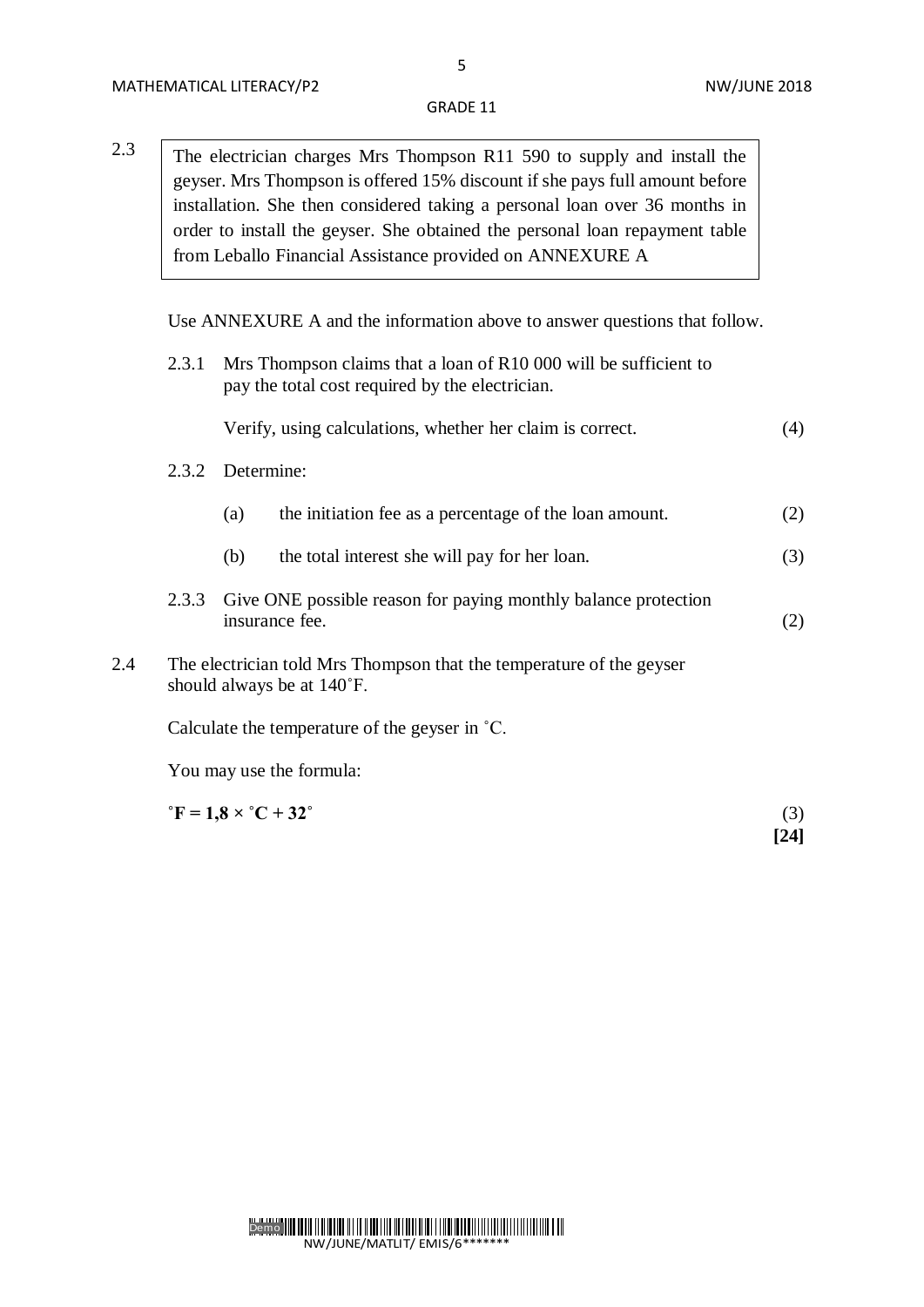2.3

> The electrician charges Mrs Thompson R11 590 to supply and install the geyser. Mrs Thompson is offered 15% discount if she pays full amount before installation. She then considered taking a personal loan over 36 months in order to install the geyser. She obtained the personal loan repayment table from Leballo Financial Assistance provided on ANNEXURE A

Use ANNEXURE A and the information above to answer questions that follow.

2.3.1 Mrs Thompson claims that a loan of R10 000 will be sufficient to pay the total cost required by the electrician.

Verify, using calculations, whether her claim is correct. (4)

2.3.2 Determine:

(a) the initiation fee as a percentage of the loan amount. (2)

(b) the total interest she will pay for her loan. (3)

2.3.3 Give ONE possible reason for paying monthly balance protection insurance fee. (2)

2.4 The electrician told Mrs Thompson that the temperature of the geyser should always be at 140˚F.

Calculate the temperature of the geyser in ˚C.

You may use the formula:

**˚F = 1,8 × ˚C + 32˚** (3)

**[24]**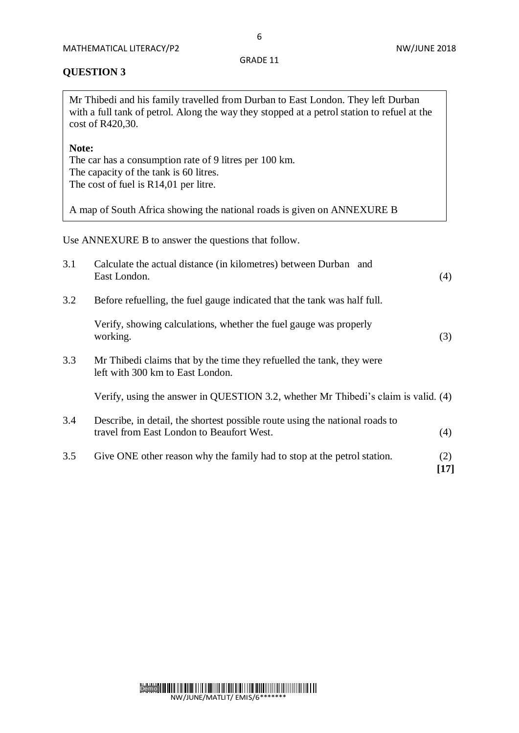## QUESTION 3

Mr Thibedi and his family travelled from Durban to East London. They left Durban with a full tank of petrol. Along the way they stopped at a petrol station to refuel at the cost of R420,30.

**Note:**
The car has a consumption rate of 9 litres per 100 km.
The capacity of the tank is 60 litres.
The cost of fuel is R14,01 per litre.

A map of South Africa showing the national roads is given on ANNEXURE B

Use ANNEXURE B to answer the questions that follow.

3.1 Calculate the actual distance (in kilometres) between Durban and East London. (4)

3.2 Before refuelling, the fuel gauge indicated that the tank was half full.

Verify, showing calculations, whether the fuel gauge was properly working. (3)

3.3 Mr Thibedi claims that by the time they refuelled the tank, they were left with 300 km to East London.

Verify, using the answer in QUESTION 3.2, whether Mr Thibedi's claim is valid. (4)

3.4 Describe, in detail, the shortest possible route using the national roads to travel from East London to Beaufort West. (4)

3.5 Give ONE other reason why the family had to stop at the petrol station. (2)

**[17]**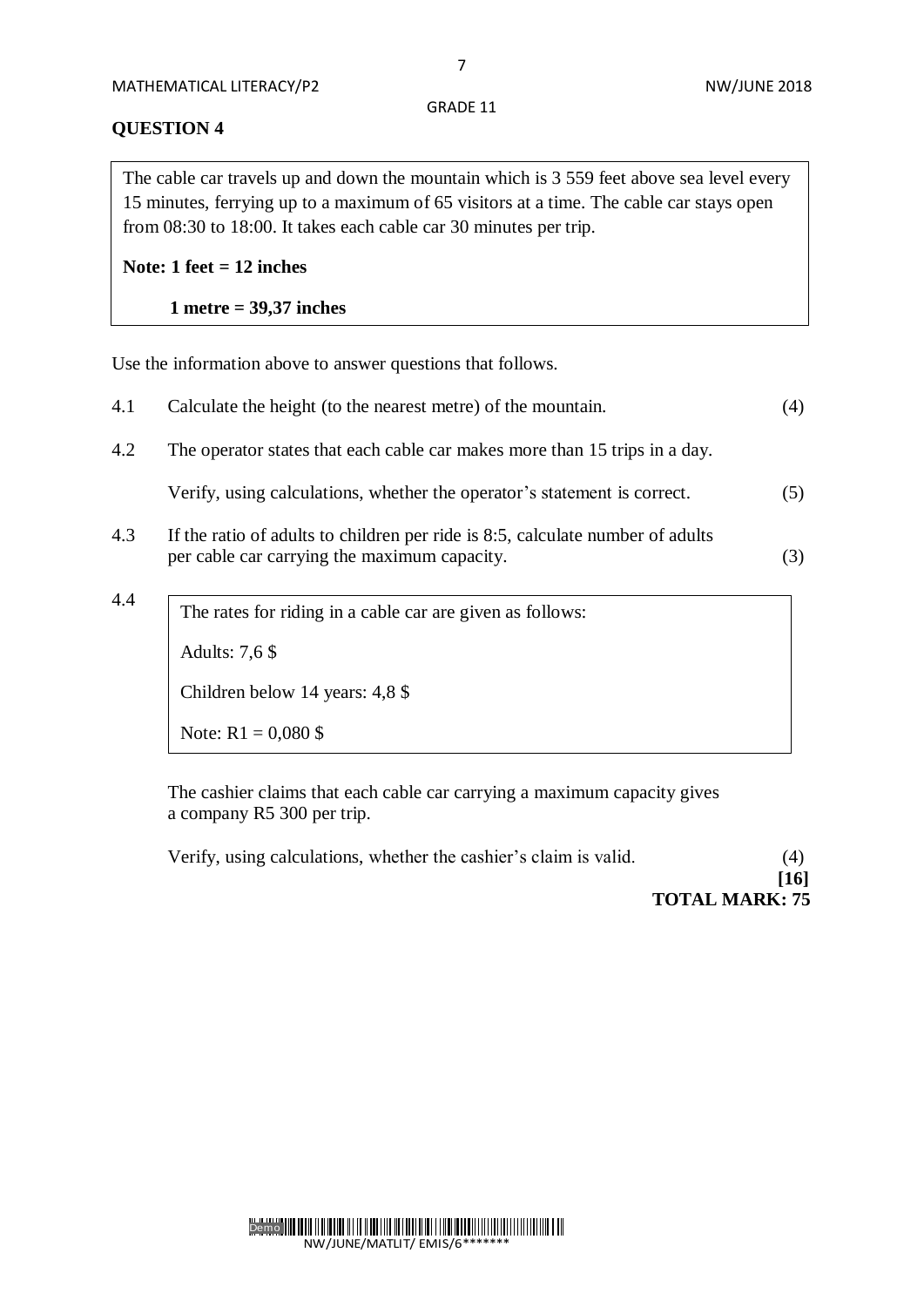## QUESTION 4

> The cable car travels up and down the mountain which is 3 559 feet above sea level every 15 minutes, ferrying up to a maximum of 65 visitors at a time. The cable car stays open from 08:30 to 18:00. It takes each cable car 30 minutes per trip.
>
> **Note: 1 feet = 12 inches**
>
> **1 metre = 39,37 inches**

Use the information above to answer questions that follows.

4.1 Calculate the height (to the nearest metre) of the mountain. (4)

4.2 The operator states that each cable car makes more than 15 trips in a day.

Verify, using calculations, whether the operator's statement is correct. (5)

4.3 If the ratio of adults to children per ride is 8:5, calculate number of adults per cable car carrying the maximum capacity. (3)

4.4

> The rates for riding in a cable car are given as follows:
>
> Adults: 7,6 $
>
> Children below 14 years: 4,8 $
>
> Note: R1 = 0,080 $

The cashier claims that each cable car carrying a maximum capacity gives a company R5 300 per trip.

Verify, using calculations, whether the cashier's claim is valid. (4)

**[16]**

**TOTAL MARK: 75**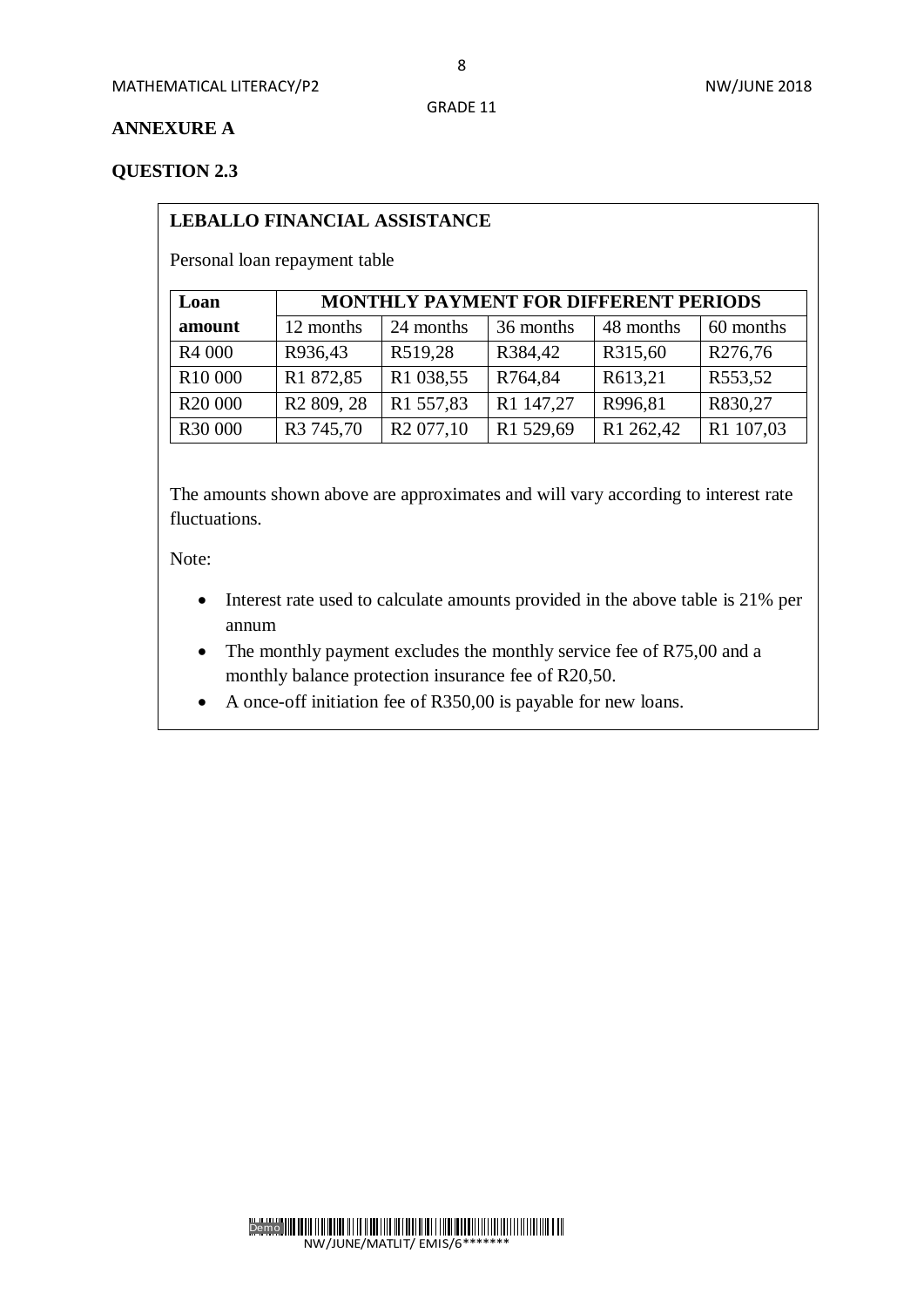## ANNEXURE A

### QUESTION 2.3

**LEBALLO FINANCIAL ASSISTANCE**

Personal loan repayment table

| Loan amount | MONTHLY PAYMENT FOR DIFFERENT PERIODS | | | | |
|---|---|---|---|---|---|
| | 12 months | 24 months | 36 months | 48 months | 60 months |
| R4 000 | R936,43 | R519,28 | R384,42 | R315,60 | R276,76 |
| R10 000 | R1 872,85 | R1 038,55 | R764,84 | R613,21 | R553,52 |
| R20 000 | R2 809, 28 | R1 557,83 | R1 147,27 | R996,81 | R830,27 |
| R30 000 | R3 745,70 | R2 077,10 | R1 529,69 | R1 262,42 | R1 107,03 |

The amounts shown above are approximates and will vary according to interest rate fluctuations.

Note:

- Interest rate used to calculate amounts provided in the above table is 21% per annum
- The monthly payment excludes the monthly service fee of R75,00 and a monthly balance protection insurance fee of R20,50.
- A once-off initiation fee of R350,00 is payable for new loans.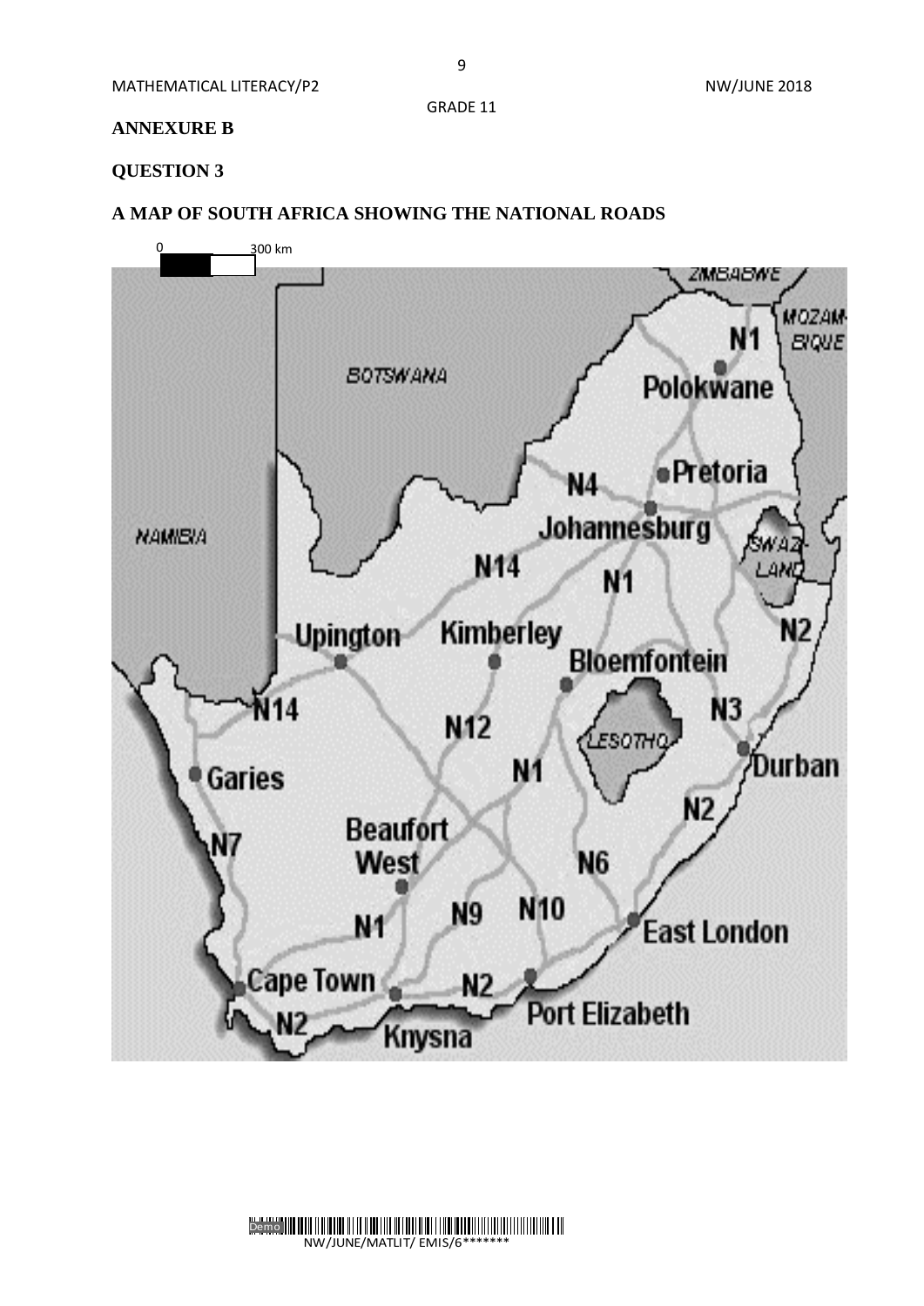**ANNEXURE B**

**QUESTION 3**

**A MAP OF SOUTH AFRICA SHOWING THE NATIONAL ROADS**

0 300 km

ZIMBABWE

MOZAMBIQUE

BOTSWANA

NAMIBIA

SWAZILAND

LESOTHO

N1 Polokwane

Pretoria

N4

Johannesburg

N14

N1

N2

Upington

Kimberley

Bloemfontein

N14

N12

N3

Durban

Garies

N1

N2

Beaufort West

N7

N6

N1

N9

N10

East London

Cape Town

N2

Port Elizabeth

N2

Knysna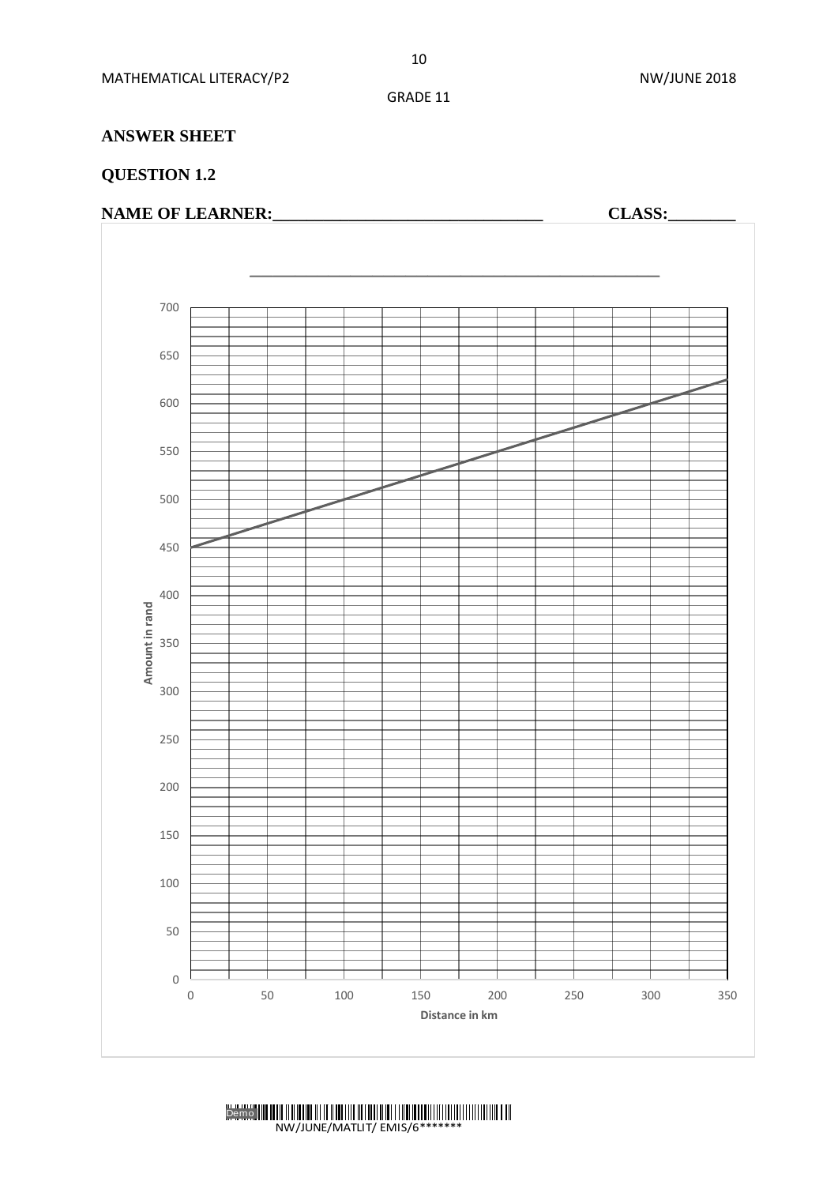## ANSWER SHEET

## QUESTION 1.2

**NAME OF LEARNER:________________________________ CLASS:________**

________________________________________________

Amount in rand

700
650
600
550
500
450
400
350
300
250
200
150
100
50
0

0 50 100 150 200 250 300 350

Distance in km

NW/JUNE/MATLIT/ EMIS/6*******